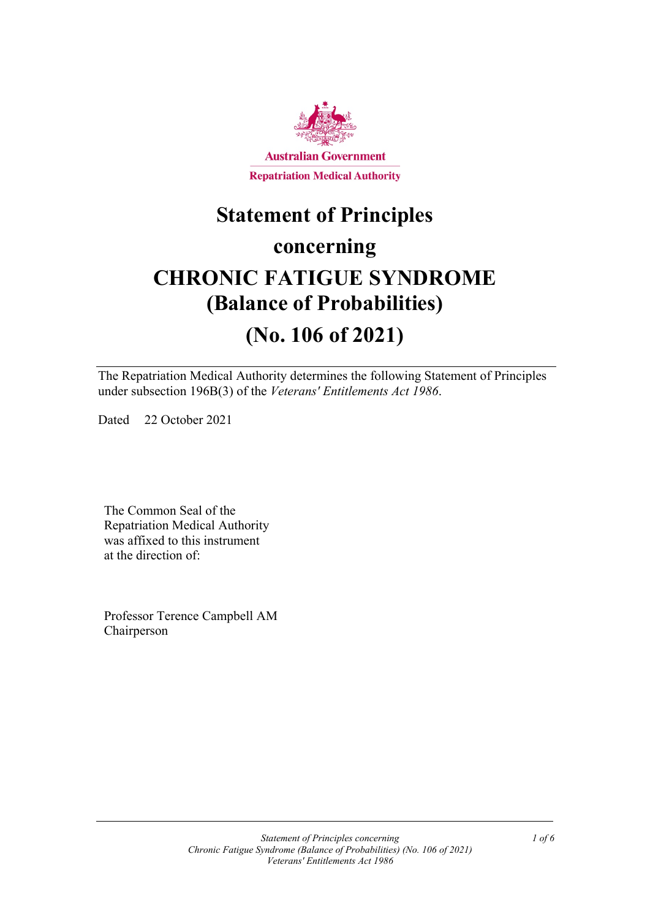Australian Government

Repatriation Medical Authority

# Statement of Principles
# concerning
# CHRONIC FATIGUE SYNDROME
# (Balance of Probabilities)
# (No. 106 of 2021)

The Repatriation Medical Authority determines the following Statement of Principles under subsection 196B(3) of the *Veterans' Entitlements Act 1986*.

Dated 22 October 2021

The Common Seal of the Repatriation Medical Authority was affixed to this instrument at the direction of:

Professor Terence Campbell AM
Chairperson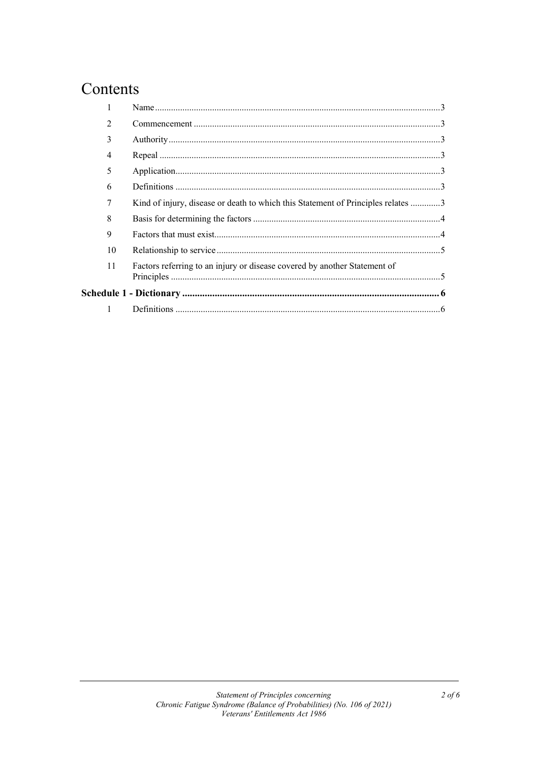# Contents

| | | |
|---|---|---|
| 1 | Name | 3 |
| 2 | Commencement | 3 |
| 3 | Authority | 3 |
| 4 | Repeal | 3 |
| 5 | Application | 3 |
| 6 | Definitions | 3 |
| 7 | Kind of injury, disease or death to which this Statement of Principles relates | 3 |
| 8 | Basis for determining the factors | 4 |
| 9 | Factors that must exist | 4 |
| 10 | Relationship to service | 5 |
| 11 | Factors referring to an injury or disease covered by another Statement of Principles | 5 |
| **Schedule 1 - Dictionary** | | **6** |
| 1 | Definitions | 6 |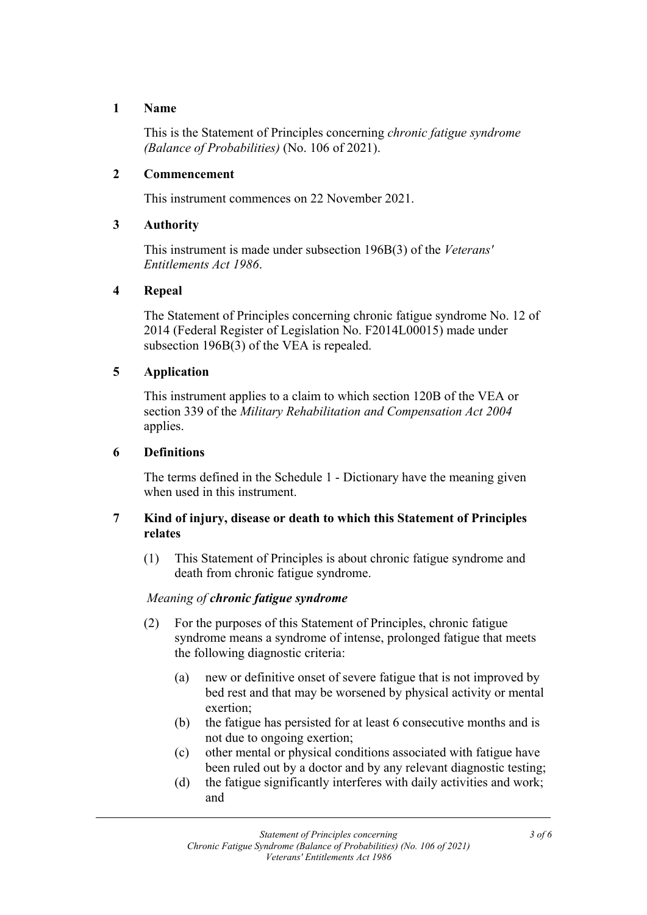## 1 Name

This is the Statement of Principles concerning *chronic fatigue syndrome (Balance of Probabilities)* (No. 106 of 2021).

## 2 Commencement

This instrument commences on 22 November 2021.

## 3 Authority

This instrument is made under subsection 196B(3) of the *Veterans' Entitlements Act 1986*.

## 4 Repeal

The Statement of Principles concerning chronic fatigue syndrome No. 12 of 2014 (Federal Register of Legislation No. F2014L00015) made under subsection 196B(3) of the VEA is repealed.

## 5 Application

This instrument applies to a claim to which section 120B of the VEA or section 339 of the *Military Rehabilitation and Compensation Act 2004* applies.

## 6 Definitions

The terms defined in the Schedule 1 - Dictionary have the meaning given when used in this instrument.

## 7 Kind of injury, disease or death to which this Statement of Principles relates

(1) This Statement of Principles is about chronic fatigue syndrome and death from chronic fatigue syndrome.

*Meaning of **chronic fatigue syndrome***

(2) For the purposes of this Statement of Principles, chronic fatigue syndrome means a syndrome of intense, prolonged fatigue that meets the following diagnostic criteria:

(a) new or definitive onset of severe fatigue that is not improved by bed rest and that may be worsened by physical activity or mental exertion;

(b) the fatigue has persisted for at least 6 consecutive months and is not due to ongoing exertion;

(c) other mental or physical conditions associated with fatigue have been ruled out by a doctor and by any relevant diagnostic testing;

(d) the fatigue significantly interferes with daily activities and work; and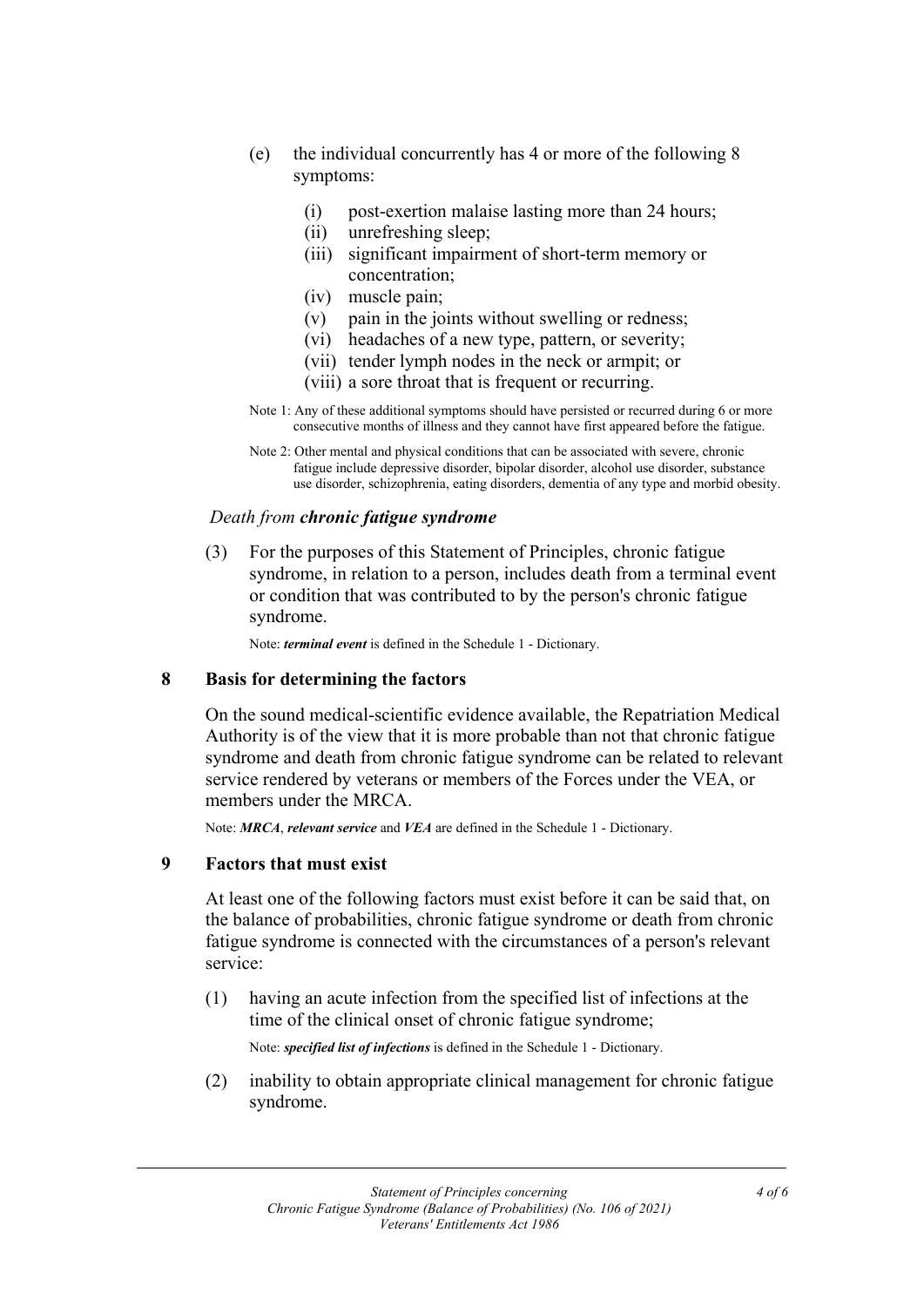(e) the individual concurrently has 4 or more of the following 8 symptoms:

   (i) post-exertion malaise lasting more than 24 hours;
   (ii) unrefreshing sleep;
   (iii) significant impairment of short-term memory or concentration;
   (iv) muscle pain;
   (v) pain in the joints without swelling or redness;
   (vi) headaches of a new type, pattern, or severity;
   (vii) tender lymph nodes in the neck or armpit; or
   (viii) a sore throat that is frequent or recurring.

Note 1: Any of these additional symptoms should have persisted or recurred during 6 or more consecutive months of illness and they cannot have first appeared before the fatigue.

Note 2: Other mental and physical conditions that can be associated with severe, chronic fatigue include depressive disorder, bipolar disorder, alcohol use disorder, substance use disorder, schizophrenia, eating disorders, dementia of any type and morbid obesity.

*Death from **chronic fatigue syndrome***

(3) For the purposes of this Statement of Principles, chronic fatigue syndrome, in relation to a person, includes death from a terminal event or condition that was contributed to by the person's chronic fatigue syndrome.

Note: ***terminal event*** is defined in the Schedule 1 - Dictionary.

## 8 Basis for determining the factors

On the sound medical-scientific evidence available, the Repatriation Medical Authority is of the view that it is more probable than not that chronic fatigue syndrome and death from chronic fatigue syndrome can be related to relevant service rendered by veterans or members of the Forces under the VEA, or members under the MRCA.

Note: ***MRCA***, ***relevant service*** and ***VEA*** are defined in the Schedule 1 - Dictionary.

## 9 Factors that must exist

At least one of the following factors must exist before it can be said that, on the balance of probabilities, chronic fatigue syndrome or death from chronic fatigue syndrome is connected with the circumstances of a person's relevant service:

(1) having an acute infection from the specified list of infections at the time of the clinical onset of chronic fatigue syndrome;

Note: ***specified list of infections*** is defined in the Schedule 1 - Dictionary.

(2) inability to obtain appropriate clinical management for chronic fatigue syndrome.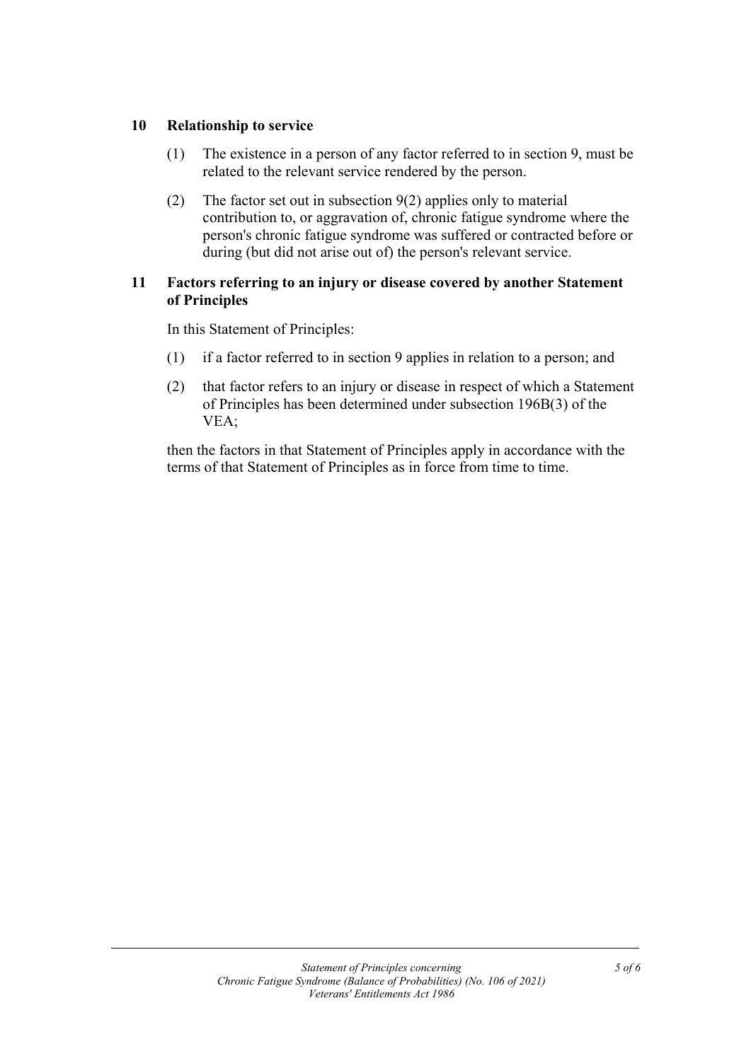## 10 Relationship to service

(1) The existence in a person of any factor referred to in section 9, must be related to the relevant service rendered by the person.

(2) The factor set out in subsection 9(2) applies only to material contribution to, or aggravation of, chronic fatigue syndrome where the person's chronic fatigue syndrome was suffered or contracted before or during (but did not arise out of) the person's relevant service.

## 11 Factors referring to an injury or disease covered by another Statement of Principles

In this Statement of Principles:

(1) if a factor referred to in section 9 applies in relation to a person; and

(2) that factor refers to an injury or disease in respect of which a Statement of Principles has been determined under subsection 196B(3) of the VEA;

then the factors in that Statement of Principles apply in accordance with the terms of that Statement of Principles as in force from time to time.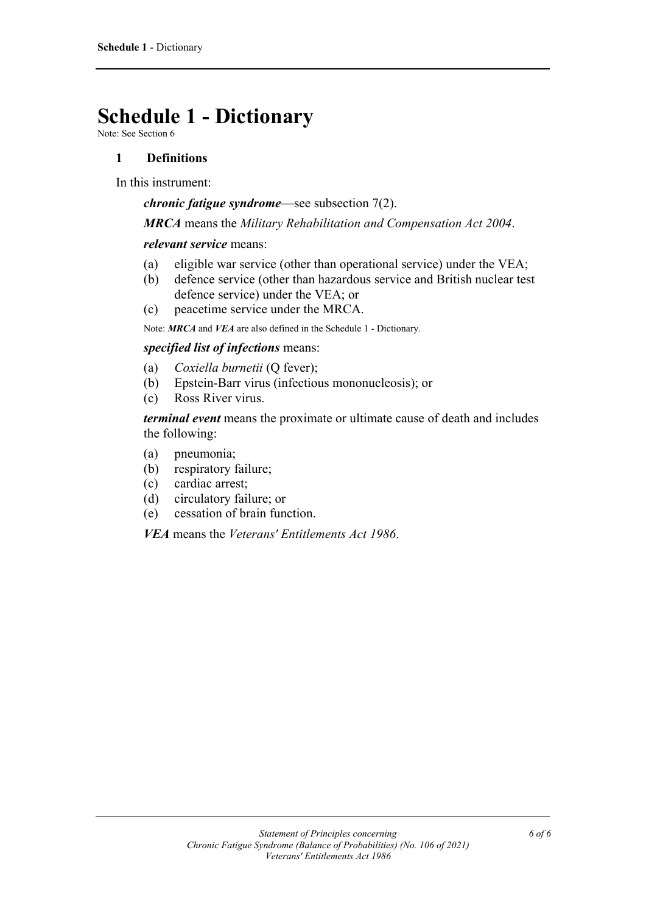# Schedule 1 - Dictionary

Note: See Section 6

## 1 Definitions

In this instrument:

***chronic fatigue syndrome***—see subsection 7(2).

***MRCA*** means the *Military Rehabilitation and Compensation Act 2004*.

***relevant service*** means:

(a) eligible war service (other than operational service) under the VEA;
(b) defence service (other than hazardous service and British nuclear test defence service) under the VEA; or
(c) peacetime service under the MRCA.

Note: ***MRCA*** and ***VEA*** are also defined in the Schedule 1 - Dictionary.

***specified list of infections*** means:

(a) *Coxiella burnetii* (Q fever);
(b) Epstein-Barr virus (infectious mononucleosis); or
(c) Ross River virus.

***terminal event*** means the proximate or ultimate cause of death and includes the following:

(a) pneumonia;
(b) respiratory failure;
(c) cardiac arrest;
(d) circulatory failure; or
(e) cessation of brain function.

***VEA*** means the *Veterans' Entitlements Act 1986*.